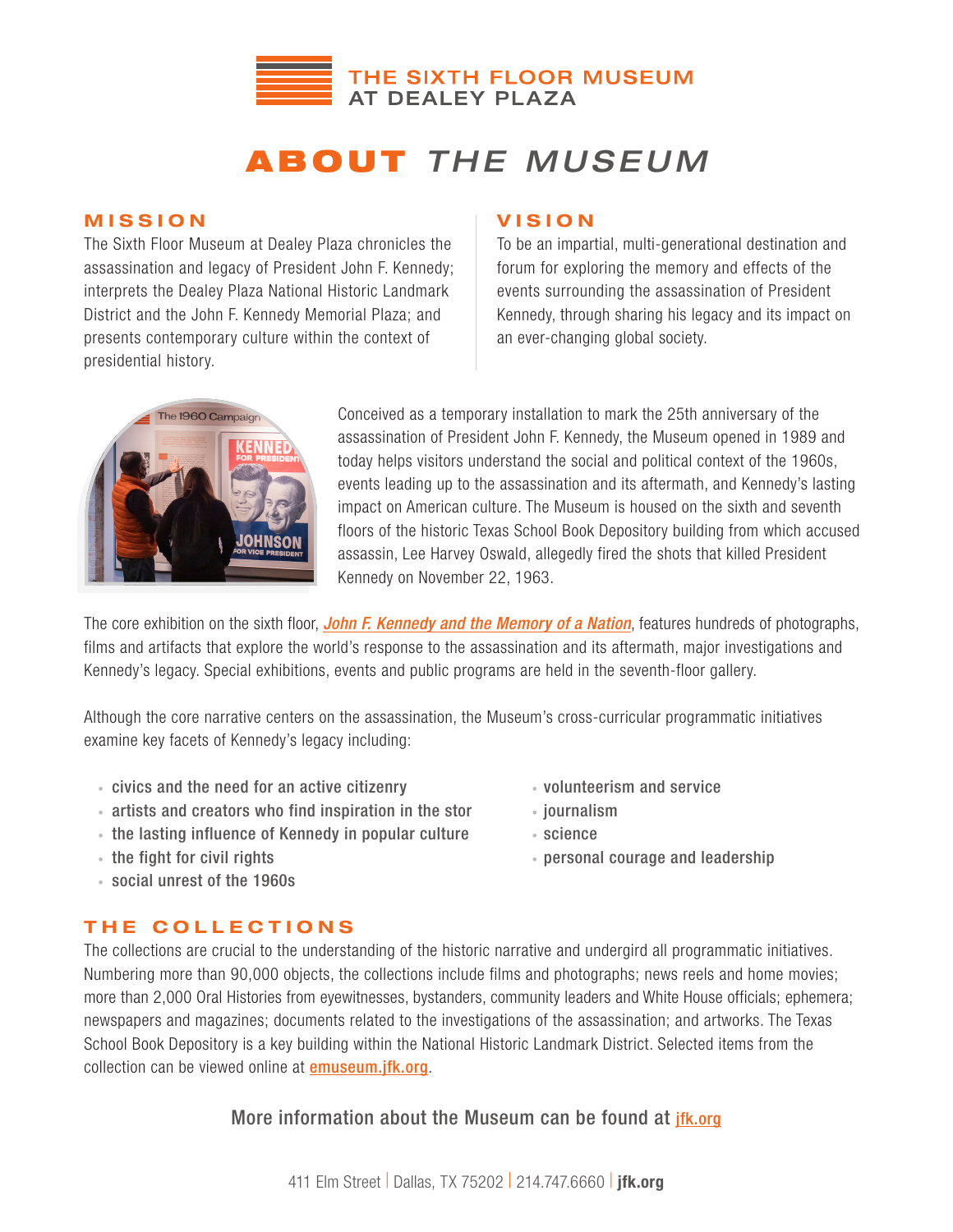# THE SIXTH FLOOR MUSEUM AT DEALEY PLAZA

# ABOUT *THE MUSEUM*

## MISSION

The Sixth Floor Museum at Dealey Plaza chronicles the assassination and legacy of President John F. Kennedy; interprets the Dealey Plaza National Historic Landmark District and the John F. Kennedy Memorial Plaza; and presents contemporary culture within the context of presidential history.

## VISION

To be an impartial, multi-generational destination and forum for exploring the memory and effects of the events surrounding the assassination of President Kennedy, through sharing his legacy and its impact on an ever-changing global society.

Conceived as a temporary installation to mark the 25th anniversary of the assassination of President John F. Kennedy, the Museum opened in 1989 and today helps visitors understand the social and political context of the 1960s, events leading up to the assassination and its aftermath, and Kennedy's lasting impact on American culture. The Museum is housed on the sixth and seventh floors of the historic Texas School Book Depository building from which accused assassin, Lee Harvey Oswald, allegedly fired the shots that killed President Kennedy on November 22, 1963.

The core exhibition on the sixth floor, ***John F. Kennedy and the Memory of a Nation***, features hundreds of photographs, films and artifacts that explore the world's response to the assassination and its aftermath, major investigations and Kennedy's legacy. Special exhibitions, events and public programs are held in the seventh-floor gallery.

Although the core narrative centers on the assassination, the Museum's cross-curricular programmatic initiatives examine key facets of Kennedy's legacy including:

- civics and the need for an active citizenry
- artists and creators who find inspiration in the stor
- the lasting influence of Kennedy in popular culture
- the fight for civil rights
- social unrest of the 1960s
- volunteerism and service
- journalism
- science
- personal courage and leadership

## THE COLLECTIONS

The collections are crucial to the understanding of the historic narrative and undergird all programmatic initiatives. Numbering more than 90,000 objects, the collections include films and photographs; news reels and home movies; more than 2,000 Oral Histories from eyewitnesses, bystanders, community leaders and White House officials; ephemera; newspapers and magazines; documents related to the investigations of the assassination; and artworks. The Texas School Book Depository is a key building within the National Historic Landmark District. Selected items from the collection can be viewed online at emuseum.jfk.org.

More information about the Museum can be found at jfk.org

411 Elm Street | Dallas, TX 75202 | 214.747.6660 | **jfk.org**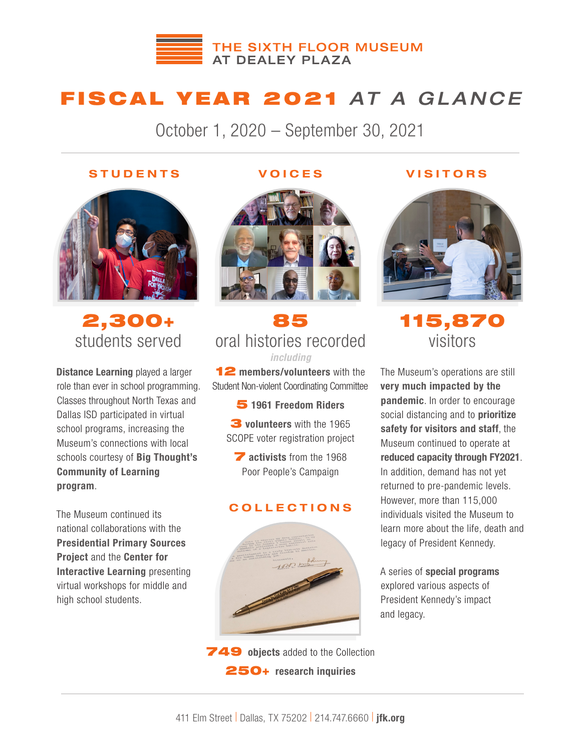THE SIXTH FLOOR MUSEUM AT DEALEY PLAZA

# FISCAL YEAR 2021 *AT A GLANCE*

October 1, 2020 – September 30, 2021

## STUDENTS

**2,300+**
students served

**Distance Learning** played a larger role than ever in school programming. Classes throughout North Texas and Dallas ISD participated in virtual school programs, increasing the Museum's connections with local schools courtesy of **Big Thought's Community of Learning program**.

The Museum continued its national collaborations with the **Presidential Primary Sources Project** and the **Center for Interactive Learning** presenting virtual workshops for middle and high school students.

## VOICES

**85**
oral histories recorded

*including*

**12 members/volunteers** with the Student Non-violent Coordinating Committee

**5 1961 Freedom Riders**

**3 volunteers** with the 1965 SCOPE voter registration project

**7 activists** from the 1968 Poor People's Campaign

## COLLECTIONS

**749 objects** added to the Collection

**250+ research inquiries**

## VISITORS

**115,870**
visitors

The Museum's operations are still **very much impacted by the pandemic**. In order to encourage social distancing and to **prioritize safety for visitors and staff**, the Museum continued to operate at **reduced capacity through FY2021**. In addition, demand has not yet returned to pre-pandemic levels. However, more than 115,000 individuals visited the Museum to learn more about the life, death and legacy of President Kennedy.

A series of **special programs** explored various aspects of President Kennedy's impact and legacy.

411 Elm Street | Dallas, TX 75202 | 214.747.6660 | **jfk.org**